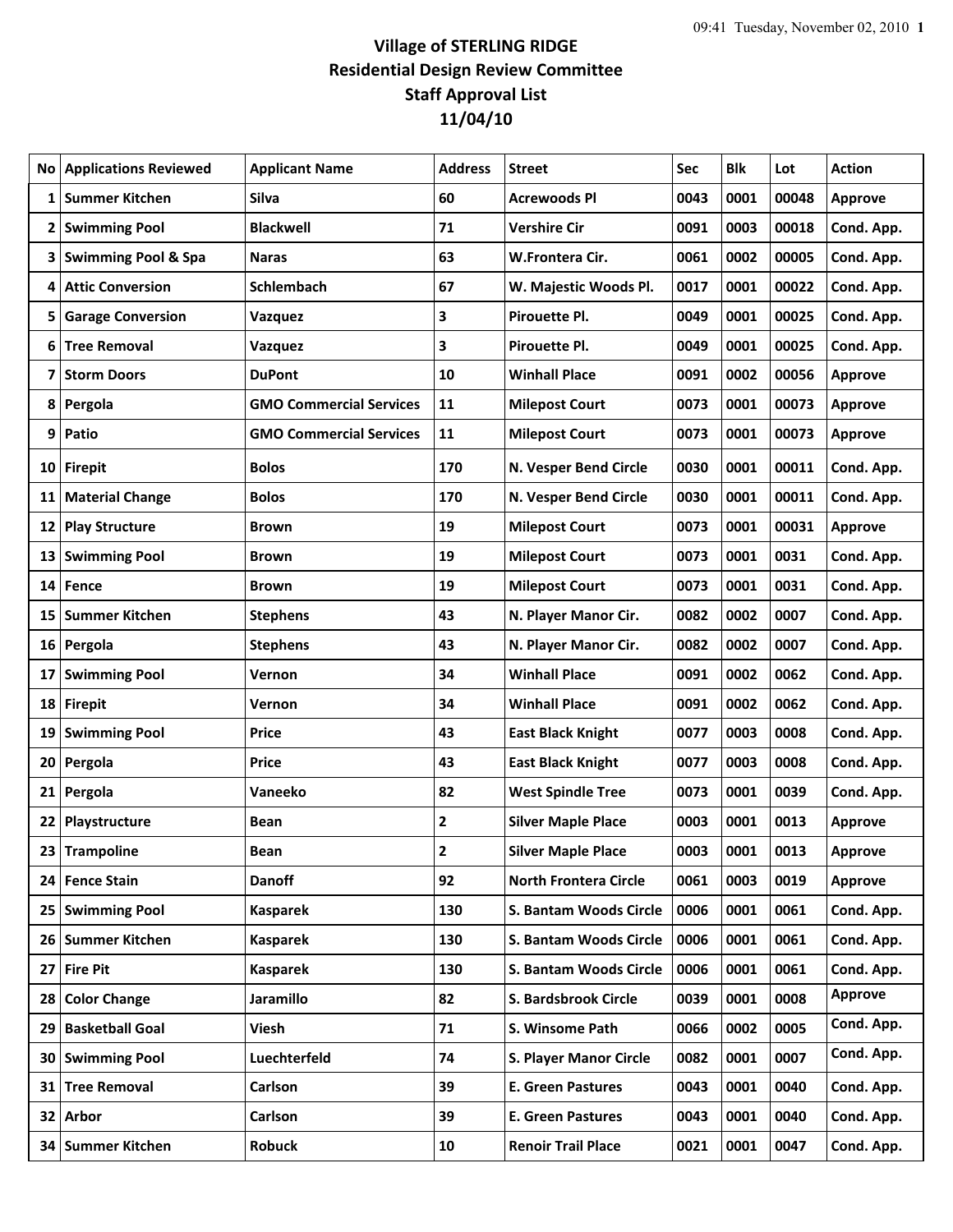# Village of STERLING RIDGE
## Residential Design Review Committee
## Staff Approval List
## 11/04/10

| No | Applications Reviewed | Applicant Name | Address | Street | Sec | Blk | Lot | Action |
|---|---|---|---|---|---|---|---|---|
| 1 | Summer Kitchen | Silva | 60 | Acrewoods Pl | 0043 | 0001 | 00048 | Approve |
| 2 | Swimming Pool | Blackwell | 71 | Vershire Cir | 0091 | 0003 | 00018 | Cond. App. |
| 3 | Swimming Pool & Spa | Naras | 63 | W.Frontera Cir. | 0061 | 0002 | 00005 | Cond. App. |
| 4 | Attic Conversion | Schlembach | 67 | W. Majestic Woods Pl. | 0017 | 0001 | 00022 | Cond. App. |
| 5 | Garage Conversion | Vazquez | 3 | Pirouette Pl. | 0049 | 0001 | 00025 | Cond. App. |
| 6 | Tree Removal | Vazquez | 3 | Pirouette Pl. | 0049 | 0001 | 00025 | Cond. App. |
| 7 | Storm Doors | DuPont | 10 | Winhall Place | 0091 | 0002 | 00056 | Approve |
| 8 | Pergola | GMO Commercial Services | 11 | Milepost Court | 0073 | 0001 | 00073 | Approve |
| 9 | Patio | GMO Commercial Services | 11 | Milepost Court | 0073 | 0001 | 00073 | Approve |
| 10 | Firepit | Bolos | 170 | N. Vesper Bend Circle | 0030 | 0001 | 00011 | Cond. App. |
| 11 | Material Change | Bolos | 170 | N. Vesper Bend Circle | 0030 | 0001 | 00011 | Cond. App. |
| 12 | Play Structure | Brown | 19 | Milepost Court | 0073 | 0001 | 00031 | Approve |
| 13 | Swimming Pool | Brown | 19 | Milepost Court | 0073 | 0001 | 0031 | Cond. App. |
| 14 | Fence | Brown | 19 | Milepost Court | 0073 | 0001 | 0031 | Cond. App. |
| 15 | Summer Kitchen | Stephens | 43 | N. Player Manor Cir. | 0082 | 0002 | 0007 | Cond. App. |
| 16 | Pergola | Stephens | 43 | N. Player Manor Cir. | 0082 | 0002 | 0007 | Cond. App. |
| 17 | Swimming Pool | Vernon | 34 | Winhall Place | 0091 | 0002 | 0062 | Cond. App. |
| 18 | Firepit | Vernon | 34 | Winhall Place | 0091 | 0002 | 0062 | Cond. App. |
| 19 | Swimming Pool | Price | 43 | East Black Knight | 0077 | 0003 | 0008 | Cond. App. |
| 20 | Pergola | Price | 43 | East Black Knight | 0077 | 0003 | 0008 | Cond. App. |
| 21 | Pergola | Vaneeko | 82 | West Spindle Tree | 0073 | 0001 | 0039 | Cond. App. |
| 22 | Playstructure | Bean | 2 | Silver Maple Place | 0003 | 0001 | 0013 | Approve |
| 23 | Trampoline | Bean | 2 | Silver Maple Place | 0003 | 0001 | 0013 | Approve |
| 24 | Fence Stain | Danoff | 92 | North Frontera Circle | 0061 | 0003 | 0019 | Approve |
| 25 | Swimming Pool | Kasparek | 130 | S. Bantam Woods Circle | 0006 | 0001 | 0061 | Cond. App. |
| 26 | Summer Kitchen | Kasparek | 130 | S. Bantam Woods Circle | 0006 | 0001 | 0061 | Cond. App. |
| 27 | Fire Pit | Kasparek | 130 | S. Bantam Woods Circle | 0006 | 0001 | 0061 | Cond. App. |
| 28 | Color Change | Jaramillo | 82 | S. Bardsbrook Circle | 0039 | 0001 | 0008 | Approve |
| 29 | Basketball Goal | Viesh | 71 | S. Winsome Path | 0066 | 0002 | 0005 | Cond. App. |
| 30 | Swimming Pool | Luechterfeld | 74 | S. Player Manor Circle | 0082 | 0001 | 0007 | Cond. App. |
| 31 | Tree Removal | Carlson | 39 | E. Green Pastures | 0043 | 0001 | 0040 | Cond. App. |
| 32 | Arbor | Carlson | 39 | E. Green Pastures | 0043 | 0001 | 0040 | Cond. App. |
| 34 | Summer Kitchen | Robuck | 10 | Renoir Trail Place | 0021 | 0001 | 0047 | Cond. App. |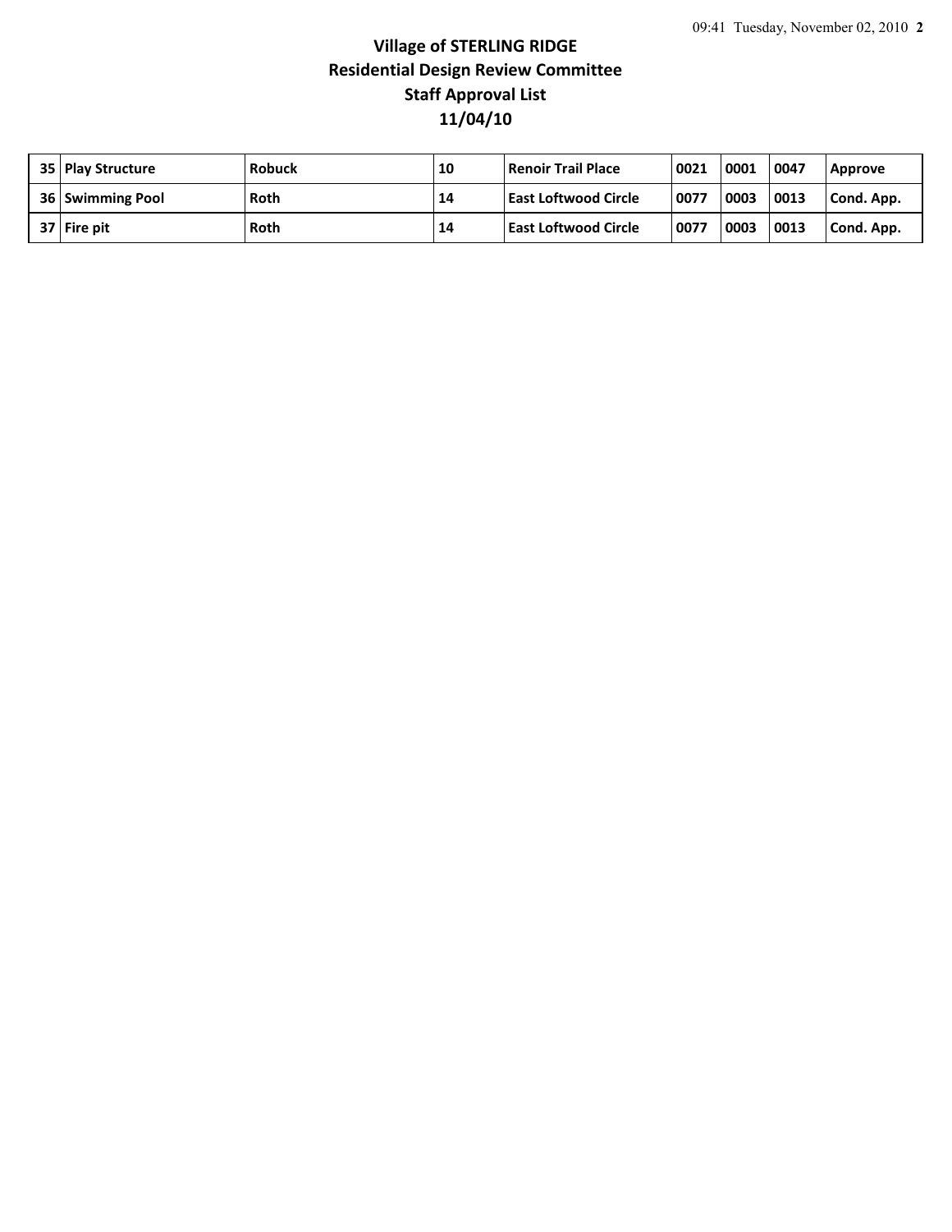# Village of STERLING RIDGE
## Residential Design Review Committee
## Staff Approval List
## 11/04/10

| | | | | | | | | |
|---|---|---|---|---|---|---|---|---|
| 35 | Play Structure | Robuck | 10 | Renoir Trail Place | 0021 | 0001 | 0047 | Approve |
| 36 | Swimming Pool | Roth | 14 | East Loftwood Circle | 0077 | 0003 | 0013 | Cond. App. |
| 37 | Fire pit | Roth | 14 | East Loftwood Circle | 0077 | 0003 | 0013 | Cond. App. |